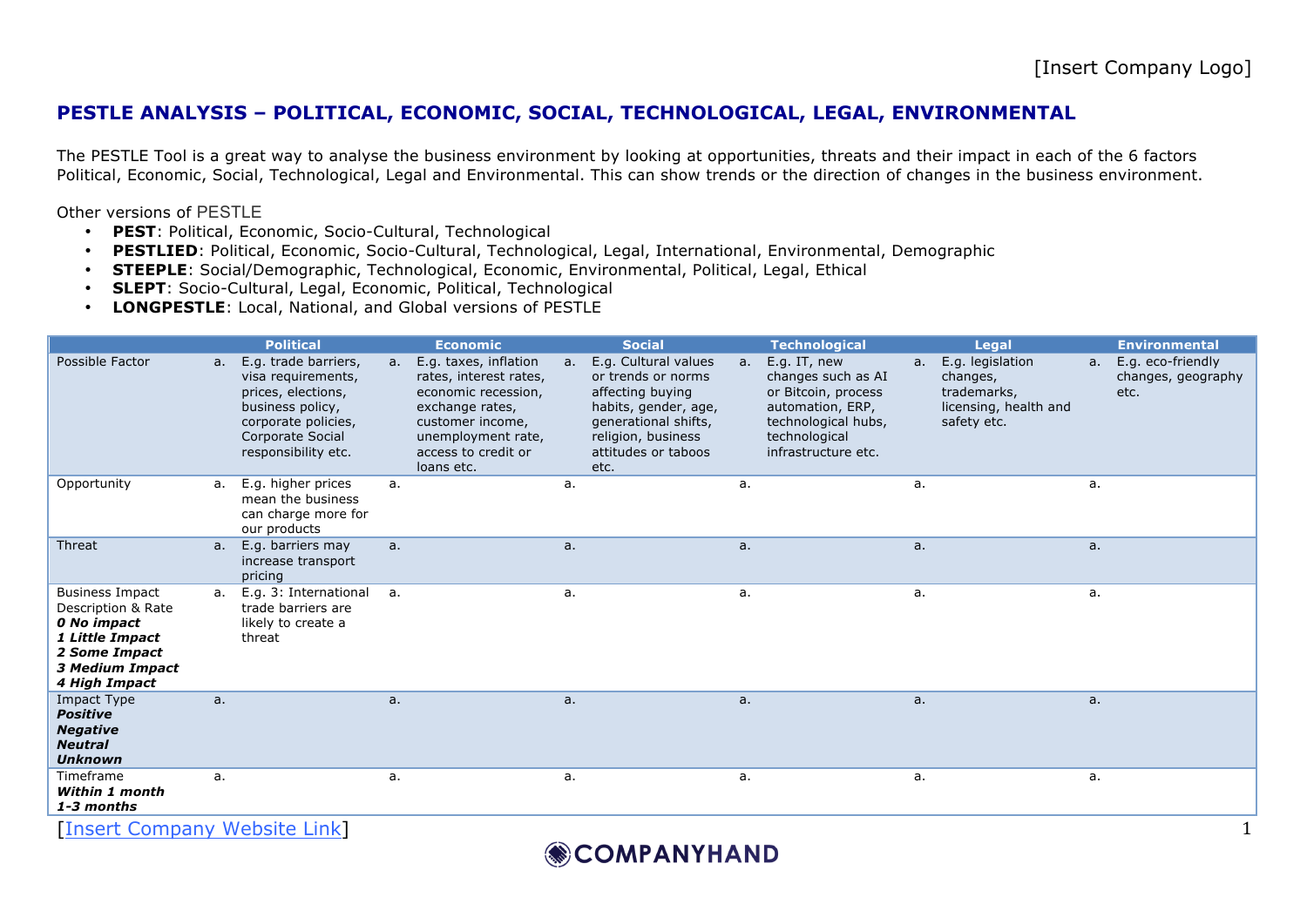[Insert Company Logo]

# PESTLE ANALYSIS – POLITICAL, ECONOMIC, SOCIAL, TECHNOLOGICAL, LEGAL, ENVIRONMENTAL

The PESTLE Tool is a great way to analyse the business environment by looking at opportunities, threats and their impact in each of the 6 factors Political, Economic, Social, Technological, Legal and Environmental. This can show trends or the direction of changes in the business environment.

Other versions of PESTLE

- **PEST**: Political, Economic, Socio-Cultural, Technological
- **PESTLIED**: Political, Economic, Socio-Cultural, Technological, Legal, International, Environmental, Demographic
- **STEEPLE**: Social/Demographic, Technological, Economic, Environmental, Political, Legal, Ethical
- **SLEPT**: Socio-Cultural, Legal, Economic, Political, Technological
- **LONGPESTLE**: Local, National, and Global versions of PESTLE

| | Political | Economic | Social | Technological | Legal | Environmental |
|---|---|---|---|---|---|---|
| Possible Factor | a. E.g. trade barriers, visa requirements, prices, elections, business policy, corporate policies, Corporate Social responsibility etc. | a. E.g. taxes, inflation rates, interest rates, economic recession, exchange rates, customer income, unemployment rate, access to credit or loans etc. | a. E.g. Cultural values or trends or norms affecting buying habits, gender, age, generational shifts, religion, business attitudes or taboos etc. | a. E.g. IT, new changes such as AI or Bitcoin, process automation, ERP, technological hubs, technological infrastructure etc. | a. E.g. legislation changes, trademarks, licensing, health and safety etc. | a. E.g. eco-friendly changes, geography etc. |
| Opportunity | a. E.g. higher prices mean the business can charge more for our products | a. | a. | a. | a. | a. |
| Threat | a. E.g. barriers may increase transport pricing | a. | a. | a. | a. | a. |
| Business Impact Description & Rate<br>***0 No impact***<br>***1 Little Impact***<br>***2 Some Impact***<br>***3 Medium Impact***<br>***4 High Impact*** | a. E.g. 3: International trade barriers are likely to create a threat | a. | a. | a. | a. | a. |
| Impact Type<br>***Positive***<br>***Negative***<br>***Neutral***<br>***Unknown*** | a. | a. | a. | a. | a. | a. |
| Timeframe<br>***Within 1 month***<br>***1-3 months*** | a. | a. | a. | a. | a. | a. |

[Insert Company Website Link]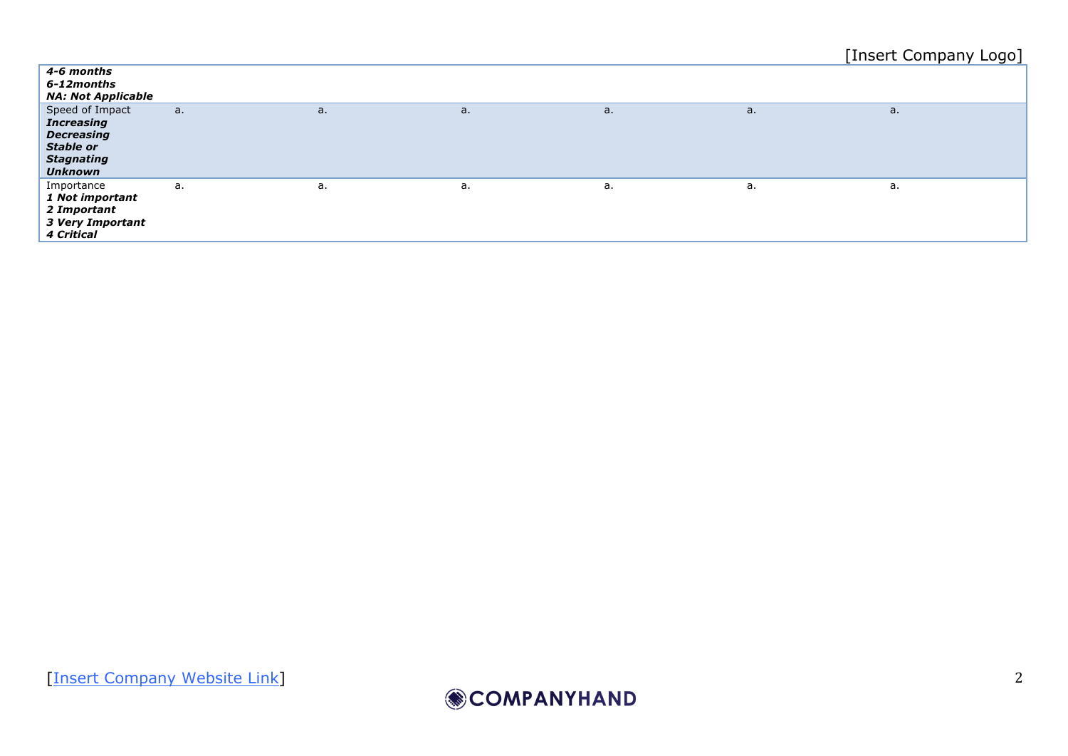| | | | | | | |
|---|---|---|---|---|---|---|
| ***4-6 months***<br>***6-12months***<br>***NA: Not Applicable*** | | | | | | |
| Speed of Impact<br>***Increasing***<br>***Decreasing***<br>***Stable or Stagnating***<br>***Unknown*** | a. | a. | a. | a. | a. | a. |
| Importance<br>***1 Not important***<br>***2 Important***<br>***3 Very Important***<br>***4 Critical*** | a. | a. | a. | a. | a. | a. |